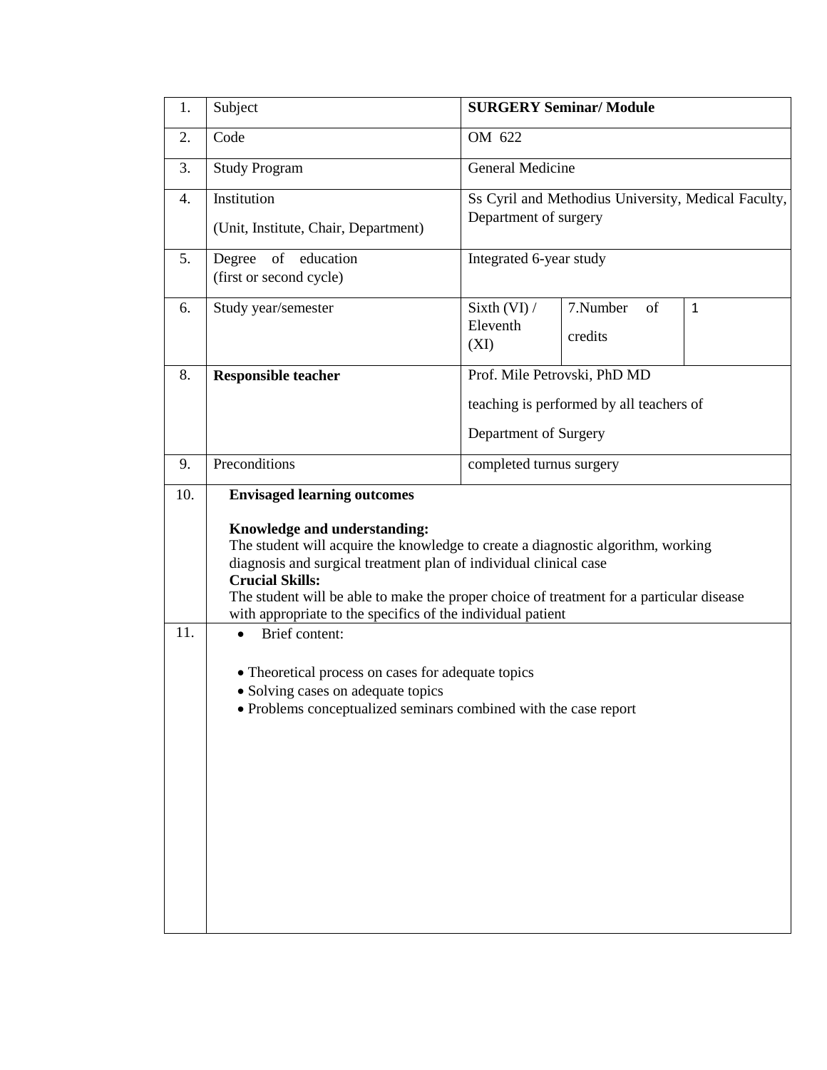| | | | | |
|---|---|---|---|---|
| 1. | Subject | **SURGERY Seminar/ Module** | | |
| 2. | Code | OM 622 | | |
| 3. | Study Program | General Medicine | | |
| 4. | Institution<br>(Unit, Institute, Chair, Department) | Ss Cyril and Methodius University, Medical Faculty, Department of surgery | | |
| 5. | Degree of education<br>(first or second cycle) | Integrated 6-year study | | |
| 6. | Study year/semester | Sixth (VI) / Eleventh (XI) | 7.Number of credits | 1 |
| 8. | **Responsible teacher** | Prof. Mile Petrovski, PhD MD<br>teaching is performed by all teachers of<br>Department of Surgery | | |
| 9. | Preconditions | completed turnus surgery | | |
| 10. | **Envisaged learning outcomes**<br><br>**Knowledge and understanding:**<br>The student will acquire the knowledge to create a diagnostic algorithm, working diagnosis and surgical treatment plan of individual clinical case<br>**Crucial Skills:**<br>The student will be able to make the proper choice of treatment for a particular disease with appropriate to the specifics of the individual patient | | | |
| 11. | • Brief content:<br><br>• Theoretical process on cases for adequate topics<br>• Solving cases on adequate topics<br>• Problems conceptualized seminars combined with the case report | | | |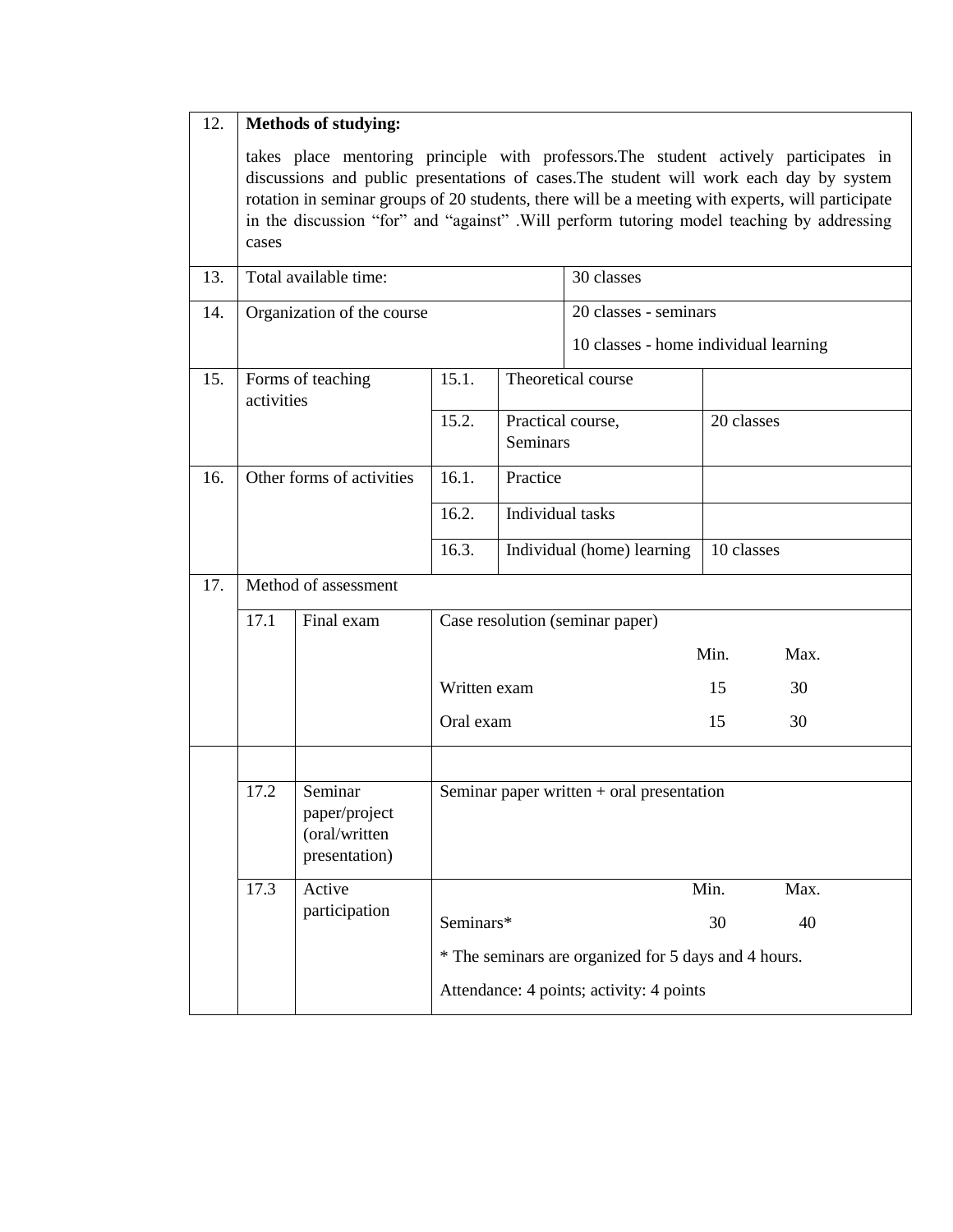| | | | | |
|---|---|---|---|---|
| 12. | **Methods of studying:**<br><br>takes place mentoring principle with professors.The student actively participates in discussions and public presentations of cases.The student will work each day by system rotation in seminar groups of 20 students, there will be a meeting with experts, will participate in the discussion “for” and “against” .Will perform tutoring model teaching by addressing cases | | | |
| 13. | Total available time: | | 30 classes | |
| 14. | Organization of the course | | 20 classes - seminars<br><br>10 classes - home individual learning | |
| 15. | Forms of teaching activities | 15.1. | Theoretical course | |
| | | 15.2. | Practical course, Seminars | 20 classes |
| 16. | Other forms of activities | 16.1. | Practice | |
| | | 16.2. | Individual tasks | |
| | | 16.3. | Individual (home) learning | 10 classes |

| | | | |
|---|---|---|---|
| 17. | Method of assessment | | |
| | 17.1 | Final exam | Case resolution (seminar paper)<br><br>Min. Max.<br><br>Written exam 15 30<br><br>Oral exam 15 30 |
| | | | |
| | 17.2 | Seminar paper/project (oral/written presentation) | Seminar paper written + oral presentation |
| | 17.3 | Active participation | Min. Max.<br><br>Seminars* 30 40<br><br>* The seminars are organized for 5 days and 4 hours.<br><br>Attendance: 4 points; activity: 4 points |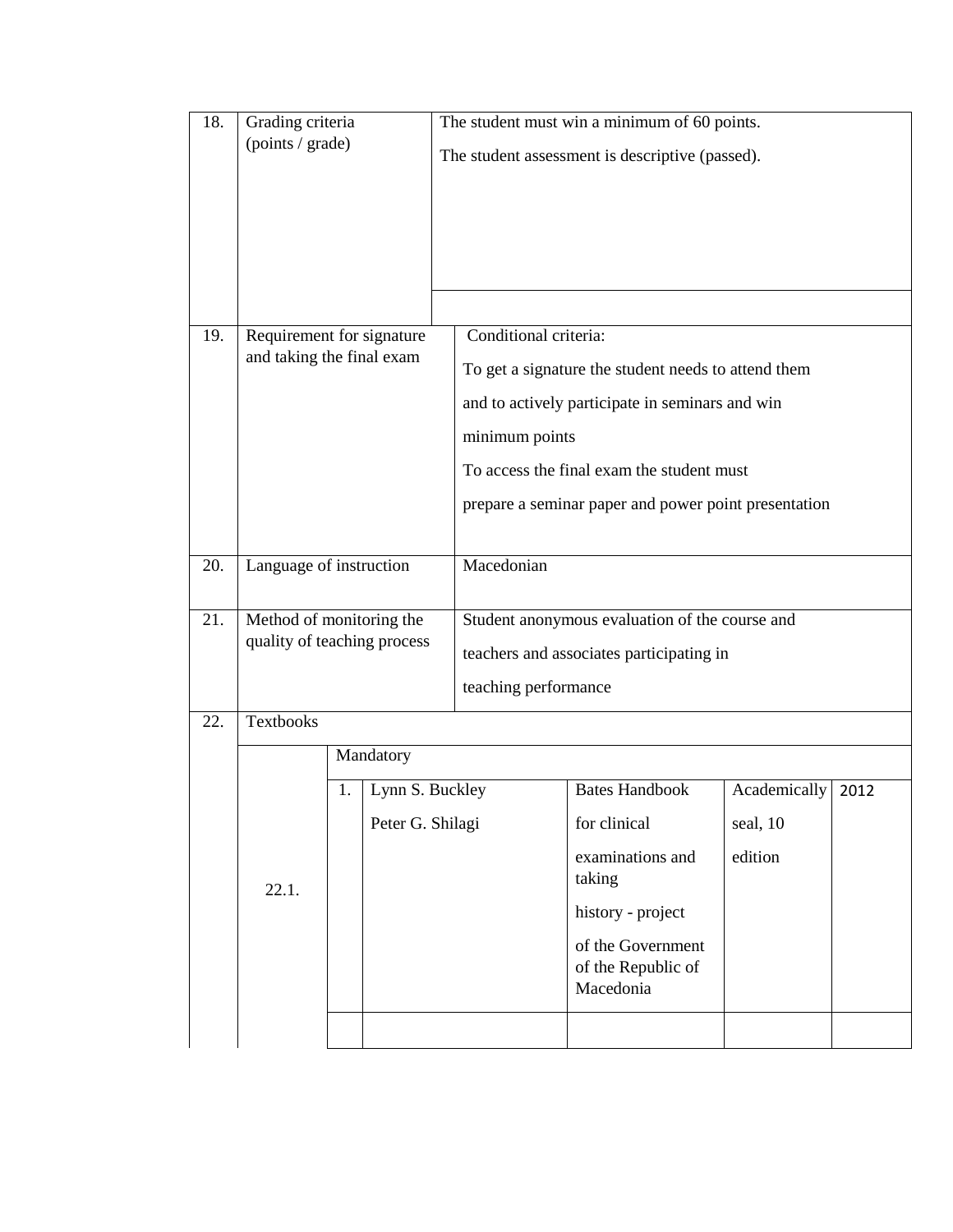| | | |
|---|---|---|
| 18. | Grading criteria (points / grade) | The student must win a minimum of 60 points.<br>The student assessment is descriptive (passed). |
| 19. | Requirement for signature and taking the final exam | Conditional criteria:<br>To get a signature the student needs to attend them and to actively participate in seminars and win minimum points<br>To access the final exam the student must prepare a seminar paper and power point presentation |
| 20. | Language of instruction | Macedonian |
| 21. | Method of monitoring the quality of teaching process | Student anonymous evaluation of the course and teachers and associates participating in teaching performance |
| 22. | Textbooks | |

| | | | | | |
|---|---|---|---|---|---|
| 22.1. | Mandatory | | | | |
| | 1. | Lynn S. Buckley<br>Peter G. Shilagi | Bates Handbook for clinical examinations and taking history - project of the Government of the Republic of Macedonia | Academically seal, 10 edition | 2012 |
| | | | | | |